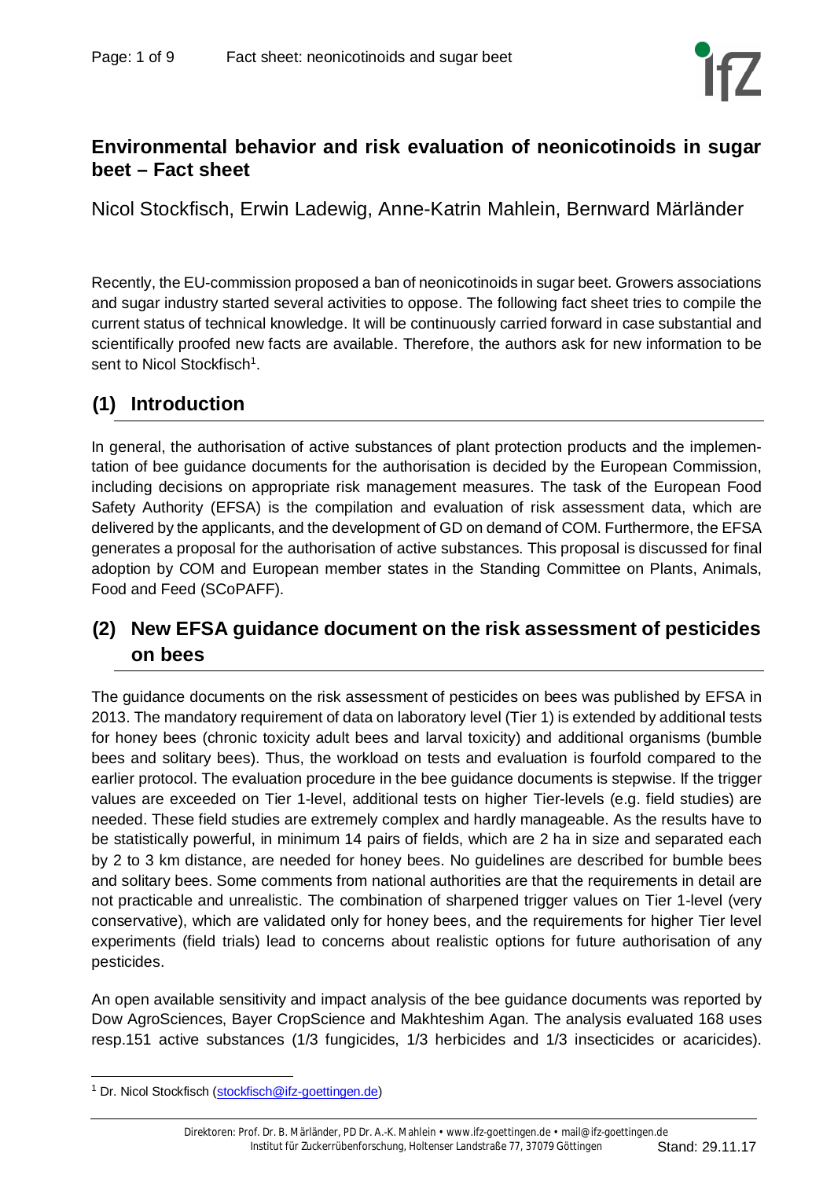# Environmental behavior and risk evaluation of neonicotinoids in sugar beet – Fact sheet

Nicol Stockfisch, Erwin Ladewig, Anne-Katrin Mahlein, Bernward Märländer

Recently, the EU-commission proposed a ban of neonicotinoids in sugar beet. Growers associations and sugar industry started several activities to oppose. The following fact sheet tries to compile the current status of technical knowledge. It will be continuously carried forward in case substantial and scientifically proofed new facts are available. Therefore, the authors ask for new information to be sent to Nicol Stockfisch[1].

## (1) Introduction

In general, the authorisation of active substances of plant protection products and the implementation of bee guidance documents for the authorisation is decided by the European Commission, including decisions on appropriate risk management measures. The task of the European Food Safety Authority (EFSA) is the compilation and evaluation of risk assessment data, which are delivered by the applicants, and the development of GD on demand of COM. Furthermore, the EFSA generates a proposal for the authorisation of active substances. This proposal is discussed for final adoption by COM and European member states in the Standing Committee on Plants, Animals, Food and Feed (SCoPAFF).

## (2) New EFSA guidance document on the risk assessment of pesticides on bees

The guidance documents on the risk assessment of pesticides on bees was published by EFSA in 2013. The mandatory requirement of data on laboratory level (Tier 1) is extended by additional tests for honey bees (chronic toxicity adult bees and larval toxicity) and additional organisms (bumble bees and solitary bees). Thus, the workload on tests and evaluation is fourfold compared to the earlier protocol. The evaluation procedure in the bee guidance documents is stepwise. If the trigger values are exceeded on Tier 1-level, additional tests on higher Tier-levels (e.g. field studies) are needed. These field studies are extremely complex and hardly manageable. As the results have to be statistically powerful, in minimum 14 pairs of fields, which are 2 ha in size and separated each by 2 to 3 km distance, are needed for honey bees. No guidelines are described for bumble bees and solitary bees. Some comments from national authorities are that the requirements in detail are not practicable and unrealistic. The combination of sharpened trigger values on Tier 1-level (very conservative), which are validated only for honey bees, and the requirements for higher Tier level experiments (field trials) lead to concerns about realistic options for future authorisation of any pesticides.

An open available sensitivity and impact analysis of the bee guidance documents was reported by Dow AgroSciences, Bayer CropScience and Makhteshim Agan. The analysis evaluated 168 uses resp.151 active substances (1/3 fungicides, 1/3 herbicides and 1/3 insecticides or acaricides).

[1] Dr. Nicol Stockfisch (stockfisch@ifz-goettingen.de)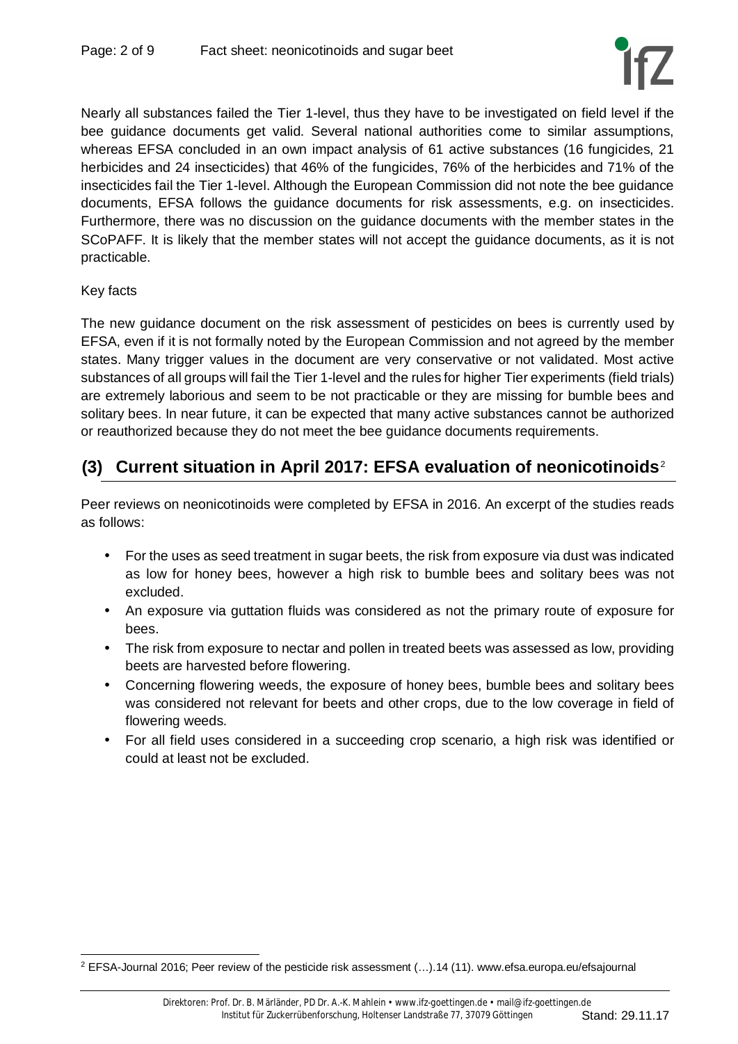Nearly all substances failed the Tier 1-level, thus they have to be investigated on field level if the bee guidance documents get valid. Several national authorities come to similar assumptions, whereas EFSA concluded in an own impact analysis of 61 active substances (16 fungicides, 21 herbicides and 24 insecticides) that 46% of the fungicides, 76% of the herbicides and 71% of the insecticides fail the Tier 1-level. Although the European Commission did not note the bee guidance documents, EFSA follows the guidance documents for risk assessments, e.g. on insecticides. Furthermore, there was no discussion on the guidance documents with the member states in the SCoPAFF. It is likely that the member states will not accept the guidance documents, as it is not practicable.

Key facts

The new guidance document on the risk assessment of pesticides on bees is currently used by EFSA, even if it is not formally noted by the European Commission and not agreed by the member states. Many trigger values in the document are very conservative or not validated. Most active substances of all groups will fail the Tier 1-level and the rules for higher Tier experiments (field trials) are extremely laborious and seem to be not practicable or they are missing for bumble bees and solitary bees. In near future, it can be expected that many active substances cannot be authorized or reauthorized because they do not meet the bee guidance documents requirements.

## (3) Current situation in April 2017: EFSA evaluation of neonicotinoids[2]

Peer reviews on neonicotinoids were completed by EFSA in 2016. An excerpt of the studies reads as follows:

- For the uses as seed treatment in sugar beets, the risk from exposure via dust was indicated as low for honey bees, however a high risk to bumble bees and solitary bees was not excluded.
- An exposure via guttation fluids was considered as not the primary route of exposure for bees.
- The risk from exposure to nectar and pollen in treated beets was assessed as low, providing beets are harvested before flowering.
- Concerning flowering weeds, the exposure of honey bees, bumble bees and solitary bees was considered not relevant for beets and other crops, due to the low coverage in field of flowering weeds.
- For all field uses considered in a succeeding crop scenario, a high risk was identified or could at least not be excluded.

[2] EFSA-Journal 2016; Peer review of the pesticide risk assessment (…).14 (11). www.efsa.europa.eu/efsajournal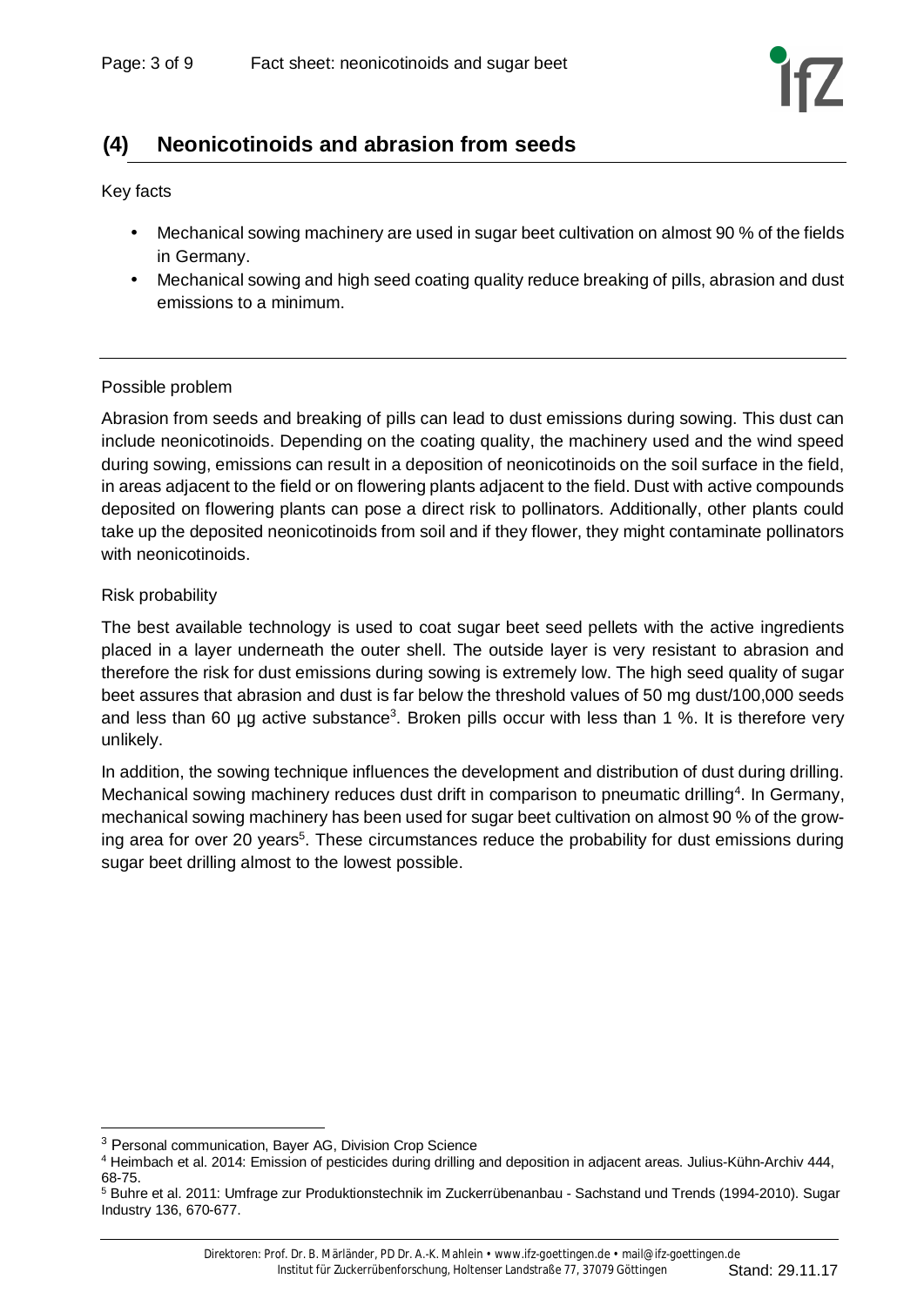## (4) Neonicotinoids and abrasion from seeds

Key facts

- Mechanical sowing machinery are used in sugar beet cultivation on almost 90 % of the fields in Germany.
- Mechanical sowing and high seed coating quality reduce breaking of pills, abrasion and dust emissions to a minimum.

---

Possible problem

Abrasion from seeds and breaking of pills can lead to dust emissions during sowing. This dust can include neonicotinoids. Depending on the coating quality, the machinery used and the wind speed during sowing, emissions can result in a deposition of neonicotinoids on the soil surface in the field, in areas adjacent to the field or on flowering plants adjacent to the field. Dust with active compounds deposited on flowering plants can pose a direct risk to pollinators. Additionally, other plants could take up the deposited neonicotinoids from soil and if they flower, they might contaminate pollinators with neonicotinoids.

Risk probability

The best available technology is used to coat sugar beet seed pellets with the active ingredients placed in a layer underneath the outer shell. The outside layer is very resistant to abrasion and therefore the risk for dust emissions during sowing is extremely low. The high seed quality of sugar beet assures that abrasion and dust is far below the threshold values of 50 mg dust/100,000 seeds and less than 60 µg active substance[3]. Broken pills occur with less than 1 %. It is therefore very unlikely.

In addition, the sowing technique influences the development and distribution of dust during drilling. Mechanical sowing machinery reduces dust drift in comparison to pneumatic drilling[4]. In Germany, mechanical sowing machinery has been used for sugar beet cultivation on almost 90 % of the growing area for over 20 years[5]. These circumstances reduce the probability for dust emissions during sugar beet drilling almost to the lowest possible.

---

[3] Personal communication, Bayer AG, Division Crop Science

[4] Heimbach et al. 2014: Emission of pesticides during drilling and deposition in adjacent areas. Julius-Kühn-Archiv 444, 68-75.

[5] Buhre et al. 2011: Umfrage zur Produktionstechnik im Zuckerrübenanbau - Sachstand und Trends (1994-2010). Sugar Industry 136, 670-677.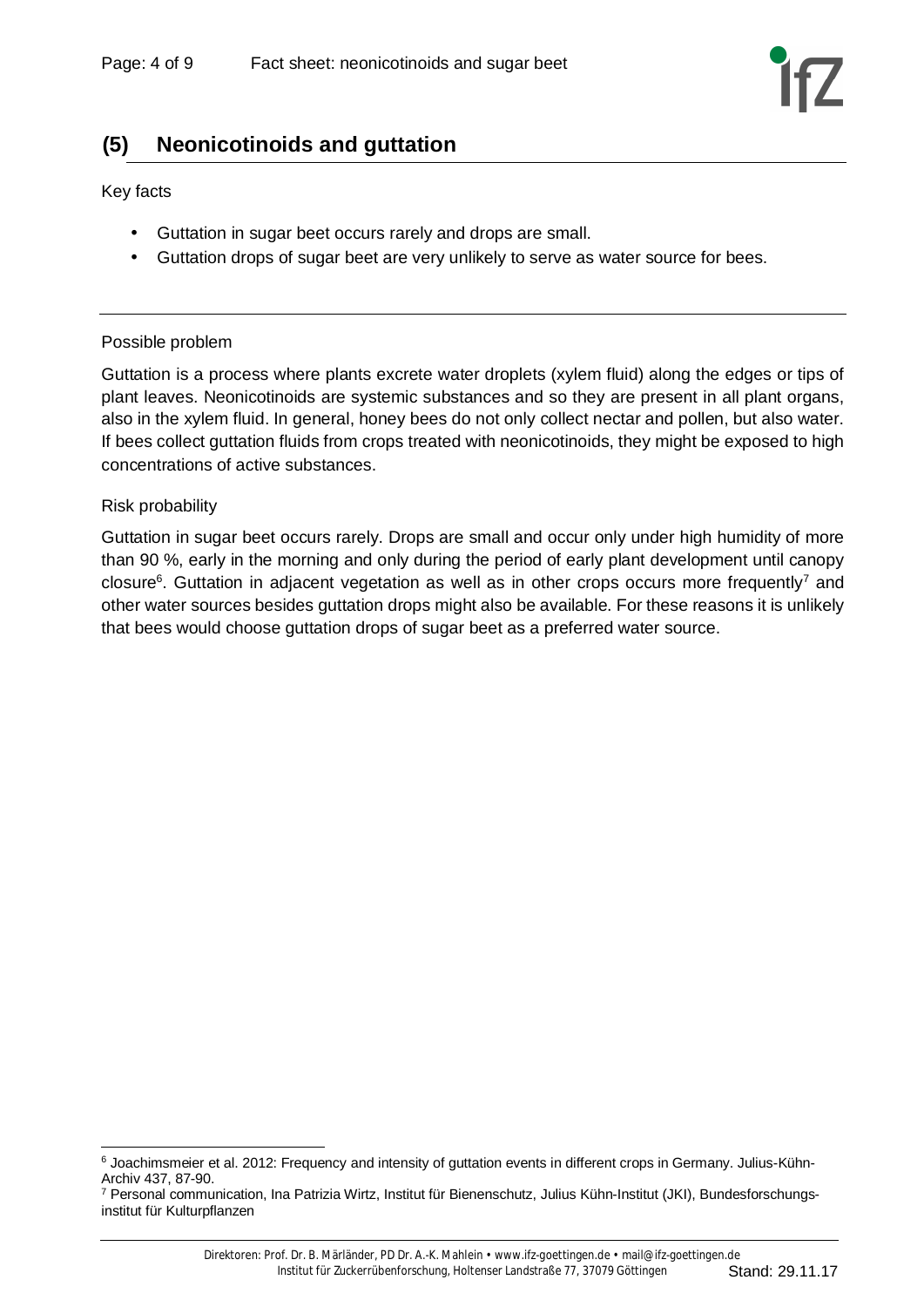## (5) Neonicotinoids and guttation

Key facts

- Guttation in sugar beet occurs rarely and drops are small.
- Guttation drops of sugar beet are very unlikely to serve as water source for bees.

Possible problem

Guttation is a process where plants excrete water droplets (xylem fluid) along the edges or tips of plant leaves. Neonicotinoids are systemic substances and so they are present in all plant organs, also in the xylem fluid. In general, honey bees do not only collect nectar and pollen, but also water. If bees collect guttation fluids from crops treated with neonicotinoids, they might be exposed to high concentrations of active substances.

Risk probability

Guttation in sugar beet occurs rarely. Drops are small and occur only under high humidity of more than 90 %, early in the morning and only during the period of early plant development until canopy closure[6]. Guttation in adjacent vegetation as well as in other crops occurs more frequently[7] and other water sources besides guttation drops might also be available. For these reasons it is unlikely that bees would choose guttation drops of sugar beet as a preferred water source.

---

[6] Joachimsmeier et al. 2012: Frequency and intensity of guttation events in different crops in Germany. Julius-Kühn-Archiv 437, 87-90.

[7] Personal communication, Ina Patrizia Wirtz, Institut für Bienenschutz, Julius Kühn-Institut (JKI), Bundesforschungsinstitut für Kulturpflanzen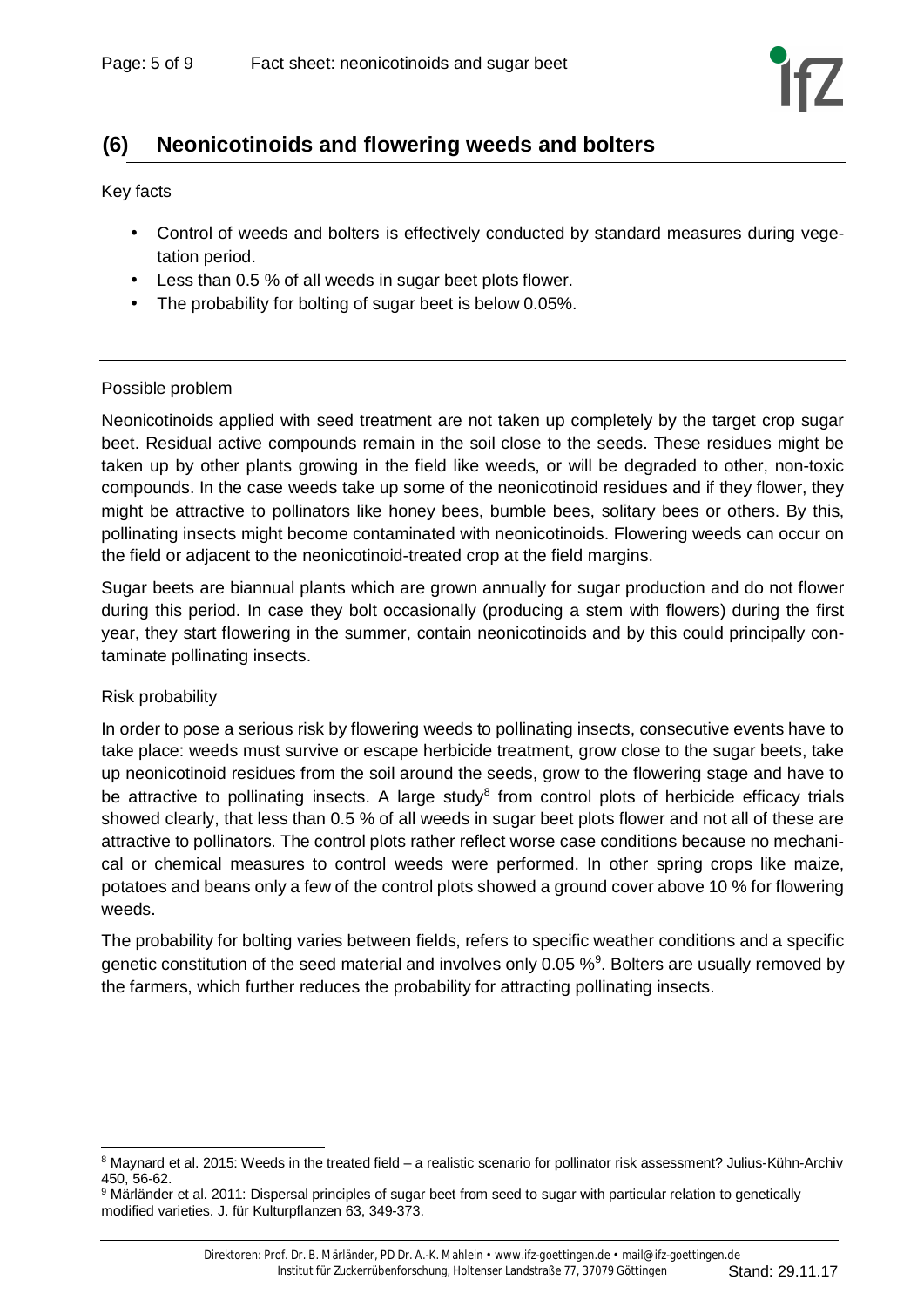## (6) Neonicotinoids and flowering weeds and bolters

Key facts

- Control of weeds and bolters is effectively conducted by standard measures during vegetation period.
- Less than 0.5 % of all weeds in sugar beet plots flower.
- The probability for bolting of sugar beet is below 0.05%.

Possible problem

Neonicotinoids applied with seed treatment are not taken up completely by the target crop sugar beet. Residual active compounds remain in the soil close to the seeds. These residues might be taken up by other plants growing in the field like weeds, or will be degraded to other, non-toxic compounds. In the case weeds take up some of the neonicotinoid residues and if they flower, they might be attractive to pollinators like honey bees, bumble bees, solitary bees or others. By this, pollinating insects might become contaminated with neonicotinoids. Flowering weeds can occur on the field or adjacent to the neonicotinoid-treated crop at the field margins.

Sugar beets are biannual plants which are grown annually for sugar production and do not flower during this period. In case they bolt occasionally (producing a stem with flowers) during the first year, they start flowering in the summer, contain neonicotinoids and by this could principally contaminate pollinating insects.

Risk probability

In order to pose a serious risk by flowering weeds to pollinating insects, consecutive events have to take place: weeds must survive or escape herbicide treatment, grow close to the sugar beets, take up neonicotinoid residues from the soil around the seeds, grow to the flowering stage and have to be attractive to pollinating insects. A large study[8] from control plots of herbicide efficacy trials showed clearly, that less than 0.5 % of all weeds in sugar beet plots flower and not all of these are attractive to pollinators. The control plots rather reflect worse case conditions because no mechanical or chemical measures to control weeds were performed. In other spring crops like maize, potatoes and beans only a few of the control plots showed a ground cover above 10 % for flowering weeds.

The probability for bolting varies between fields, refers to specific weather conditions and a specific genetic constitution of the seed material and involves only 0.05 %[9]. Bolters are usually removed by the farmers, which further reduces the probability for attracting pollinating insects.

[8] Maynard et al. 2015: Weeds in the treated field – a realistic scenario for pollinator risk assessment? Julius-Kühn-Archiv 450, 56-62.

[9] Märländer et al. 2011: Dispersal principles of sugar beet from seed to sugar with particular relation to genetically modified varieties. J. für Kulturpflanzen 63, 349-373.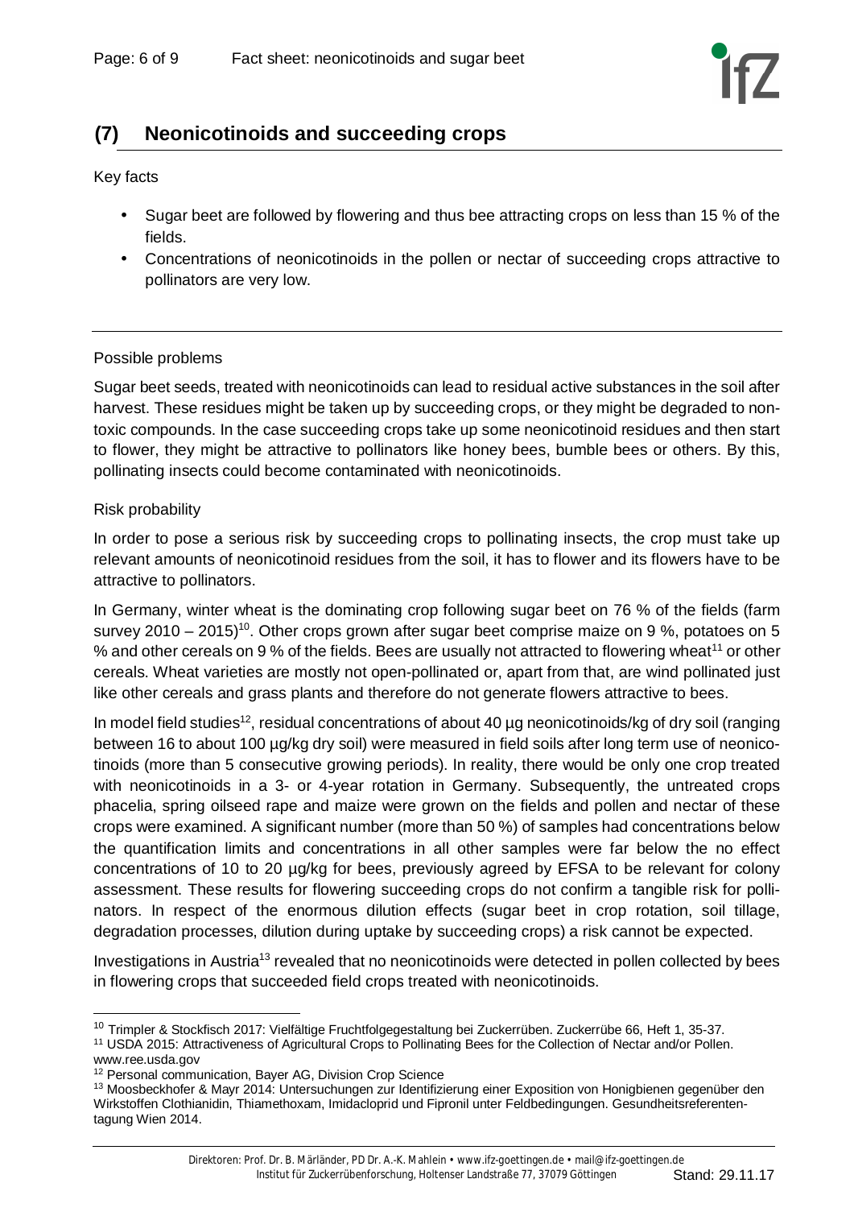## (7) Neonicotinoids and succeeding crops

Key facts

- Sugar beet are followed by flowering and thus bee attracting crops on less than 15 % of the fields.
- Concentrations of neonicotinoids in the pollen or nectar of succeeding crops attractive to pollinators are very low.

---

Possible problems

Sugar beet seeds, treated with neonicotinoids can lead to residual active substances in the soil after harvest. These residues might be taken up by succeeding crops, or they might be degraded to non-toxic compounds. In the case succeeding crops take up some neonicotinoid residues and then start to flower, they might be attractive to pollinators like honey bees, bumble bees or others. By this, pollinating insects could become contaminated with neonicotinoids.

Risk probability

In order to pose a serious risk by succeeding crops to pollinating insects, the crop must take up relevant amounts of neonicotinoid residues from the soil, it has to flower and its flowers have to be attractive to pollinators.

In Germany, winter wheat is the dominating crop following sugar beet on 76 % of the fields (farm survey 2010 – 2015)[10]. Other crops grown after sugar beet comprise maize on 9 %, potatoes on 5 % and other cereals on 9 % of the fields. Bees are usually not attracted to flowering wheat[11] or other cereals. Wheat varieties are mostly not open-pollinated or, apart from that, are wind pollinated just like other cereals and grass plants and therefore do not generate flowers attractive to bees.

In model field studies[12], residual concentrations of about 40 µg neonicotinoids/kg of dry soil (ranging between 16 to about 100 µg/kg dry soil) were measured in field soils after long term use of neonicotinoids (more than 5 consecutive growing periods). In reality, there would be only one crop treated with neonicotinoids in a 3- or 4-year rotation in Germany. Subsequently, the untreated crops phacelia, spring oilseed rape and maize were grown on the fields and pollen and nectar of these crops were examined. A significant number (more than 50 %) of samples had concentrations below the quantification limits and concentrations in all other samples were far below the no effect concentrations of 10 to 20 µg/kg for bees, previously agreed by EFSA to be relevant for colony assessment. These results for flowering succeeding crops do not confirm a tangible risk for pollinators. In respect of the enormous dilution effects (sugar beet in crop rotation, soil tillage, degradation processes, dilution during uptake by succeeding crops) a risk cannot be expected.

Investigations in Austria[13] revealed that no neonicotinoids were detected in pollen collected by bees in flowering crops that succeeded field crops treated with neonicotinoids.

---

[10] Trimpler & Stockfisch 2017: Vielfältige Fruchtfolgegestaltung bei Zuckerrüben. Zuckerrübe 66, Heft 1, 35-37.

[11] USDA 2015: Attractiveness of Agricultural Crops to Pollinating Bees for the Collection of Nectar and/or Pollen. www.ree.usda.gov

[12] Personal communication, Bayer AG, Division Crop Science

[13] Moosbeckhofer & Mayr 2014: Untersuchungen zur Identifizierung einer Exposition von Honigbienen gegenüber den Wirkstoffen Clothianidin, Thiamethoxam, Imidacloprid und Fipronil unter Feldbedingungen. Gesundheitsreferententagung Wien 2014.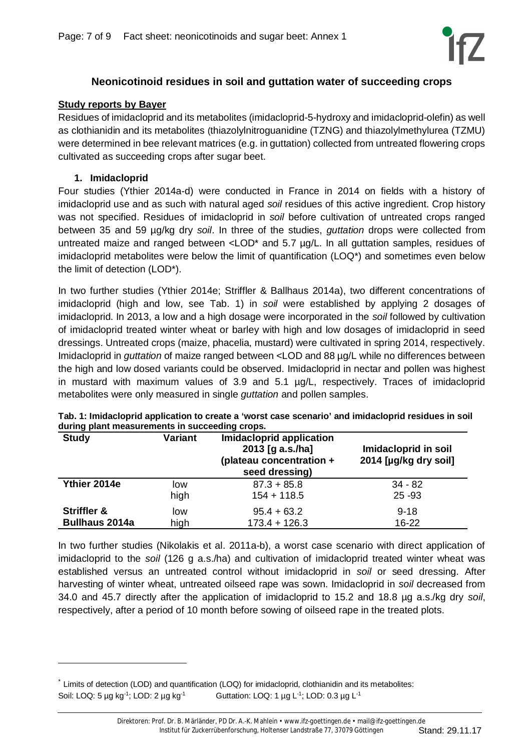## Neonicotinoid residues in soil and guttation water of succeeding crops

**Study reports by Bayer**

Residues of imidacloprid and its metabolites (imidacloprid-5-hydroxy and imidacloprid-olefin) as well as clothianidin and its metabolites (thiazolylnitroguanidine (TZNG) and thiazolylmethylurea (TZMU) were determined in bee relevant matrices (e.g. in guttation) collected from untreated flowering crops cultivated as succeeding crops after sugar beet.

### 1. Imidacloprid

Four studies (Ythier 2014a-d) were conducted in France in 2014 on fields with a history of imidacloprid use and as such with natural aged *soil* residues of this active ingredient. Crop history was not specified. Residues of imidacloprid in *soil* before cultivation of untreated crops ranged between 35 and 59 µg/kg dry *soil*. In three of the studies, *guttation* drops were collected from untreated maize and ranged between <LOD* and 5.7 µg/L. In all guttation samples, residues of imidacloprid metabolites were below the limit of quantification (LOQ*) and sometimes even below the limit of detection (LOD*).

In two further studies (Ythier 2014e; Striffler & Ballhaus 2014a), two different concentrations of imidacloprid (high and low, see Tab. 1) in *soil* were established by applying 2 dosages of imidacloprid. In 2013, a low and a high dosage were incorporated in the *soil* followed by cultivation of imidacloprid treated winter wheat or barley with high and low dosages of imidacloprid in seed dressings. Untreated crops (maize, phacelia, mustard) were cultivated in spring 2014, respectively. Imidacloprid in *guttation* of maize ranged between <LOD and 88 µg/L while no differences between the high and low dosed variants could be observed. Imidacloprid in nectar and pollen was highest in mustard with maximum values of 3.9 and 5.1 µg/L, respectively. Traces of imidacloprid metabolites were only measured in single *guttation* and pollen samples.

**Tab. 1: Imidacloprid application to create a 'worst case scenario' and imidacloprid residues in soil during plant measurements in succeeding crops.**

| Study | Variant | Imidacloprid application 2013 [g a.s./ha] (plateau concentration + seed dressing) | Imidacloprid in soil 2014 [µg/kg dry soil] |
|---|---|---|---|
| **Ythier 2014e** | low | 87.3 + 85.8 | 34 - 82 |
| | high | 154 + 118.5 | 25 -93 |
| **Striffler & Bullhaus 2014a** | low | 95.4 + 63.2 | 9-18 |
| | high | 173.4 + 126.3 | 16-22 |

In two further studies (Nikolakis et al. 2011a-b), a worst case scenario with direct application of imidacloprid to the *soil* (126 g a.s./ha) and cultivation of imidacloprid treated winter wheat was established versus an untreated control without imidacloprid in *soil* or seed dressing. After harvesting of winter wheat, untreated oilseed rape was sown. Imidacloprid in *soil* decreased from 34.0 and 45.7 directly after the application of imidacloprid to 15.2 and 18.8 µg a.s./kg dry *soil*, respectively, after a period of 10 month before sowing of oilseed rape in the treated plots.

---

\* Limits of detection (LOD) and quantification (LOQ) for imidacloprid, clothianidin and its metabolites:
Soil: LOQ: 5 µg $kg^{-1}$; LOD: 2 µg $kg^{-1}$ Guttation: LOQ: 1 µg $L^{-1}$; LOD: 0.3 µg $L^{-1}$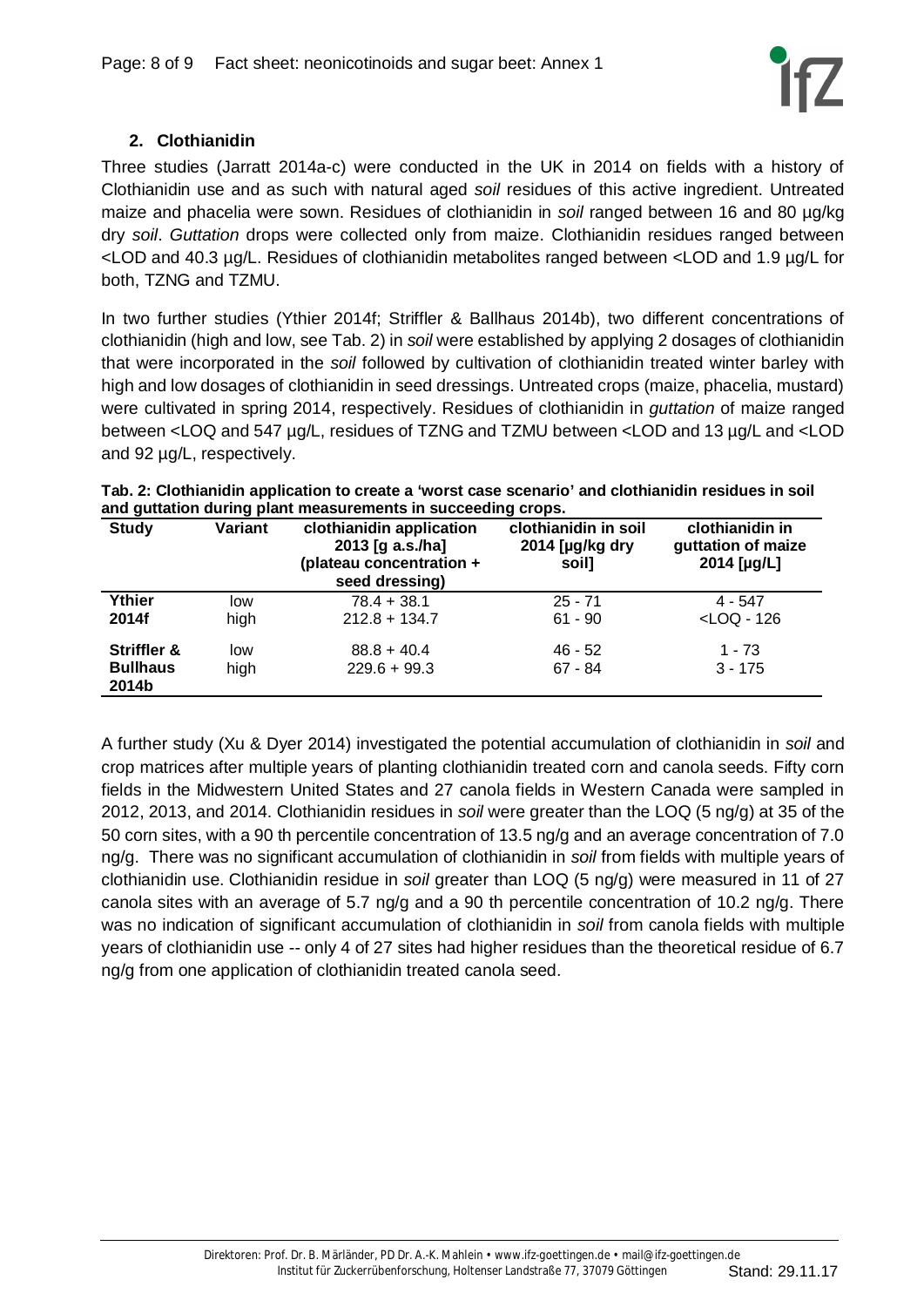## 2. Clothianidin

Three studies (Jarratt 2014a-c) were conducted in the UK in 2014 on fields with a history of Clothianidin use and as such with natural aged *soil* residues of this active ingredient. Untreated maize and phacelia were sown. Residues of clothianidin in *soil* ranged between 16 and 80 µg/kg dry *soil*. *Guttation* drops were collected only from maize. Clothianidin residues ranged between <LOD and 40.3 µg/L. Residues of clothianidin metabolites ranged between <LOD and 1.9 µg/L for both, TZNG and TZMU.

In two further studies (Ythier 2014f; Striffler & Ballhaus 2014b), two different concentrations of clothianidin (high and low, see Tab. 2) in *soil* were established by applying 2 dosages of clothianidin that were incorporated in the *soil* followed by cultivation of clothianidin treated winter barley with high and low dosages of clothianidin in seed dressings. Untreated crops (maize, phacelia, mustard) were cultivated in spring 2014, respectively. Residues of clothianidin in *guttation* of maize ranged between <LOQ and 547 µg/L, residues of TZNG and TZMU between <LOD and 13 µg/L and <LOD and 92 µg/L, respectively.

**Tab. 2: Clothianidin application to create a 'worst case scenario' and clothianidin residues in soil and guttation during plant measurements in succeeding crops.**

| Study | Variant | clothianidin application 2013 [g a.s./ha] (plateau concentration + seed dressing) | clothianidin in soil 2014 [µg/kg dry soil] | clothianidin in guttation of maize 2014 [µg/L] |
|---|---|---|---|---|
| **Ythier 2014f** | low | 78.4 + 38.1 | 25 - 71 | 4 - 547 |
| | high | 212.8 + 134.7 | 61 - 90 | <LOQ - 126 |
| **Striffler & Bullhaus 2014b** | low | 88.8 + 40.4 | 46 - 52 | 1 - 73 |
| | high | 229.6 + 99.3 | 67 - 84 | 3 - 175 |

A further study (Xu & Dyer 2014) investigated the potential accumulation of clothianidin in *soil* and crop matrices after multiple years of planting clothianidin treated corn and canola seeds. Fifty corn fields in the Midwestern United States and 27 canola fields in Western Canada were sampled in 2012, 2013, and 2014. Clothianidin residues in *soil* were greater than the LOQ (5 ng/g) at 35 of the 50 corn sites, with a 90 th percentile concentration of 13.5 ng/g and an average concentration of 7.0 ng/g. There was no significant accumulation of clothianidin in *soil* from fields with multiple years of clothianidin use. Clothianidin residue in *soil* greater than LOQ (5 ng/g) were measured in 11 of 27 canola sites with an average of 5.7 ng/g and a 90 th percentile concentration of 10.2 ng/g. There was no indication of significant accumulation of clothianidin in *soil* from canola fields with multiple years of clothianidin use -- only 4 of 27 sites had higher residues than the theoretical residue of 6.7 ng/g from one application of clothianidin treated canola seed.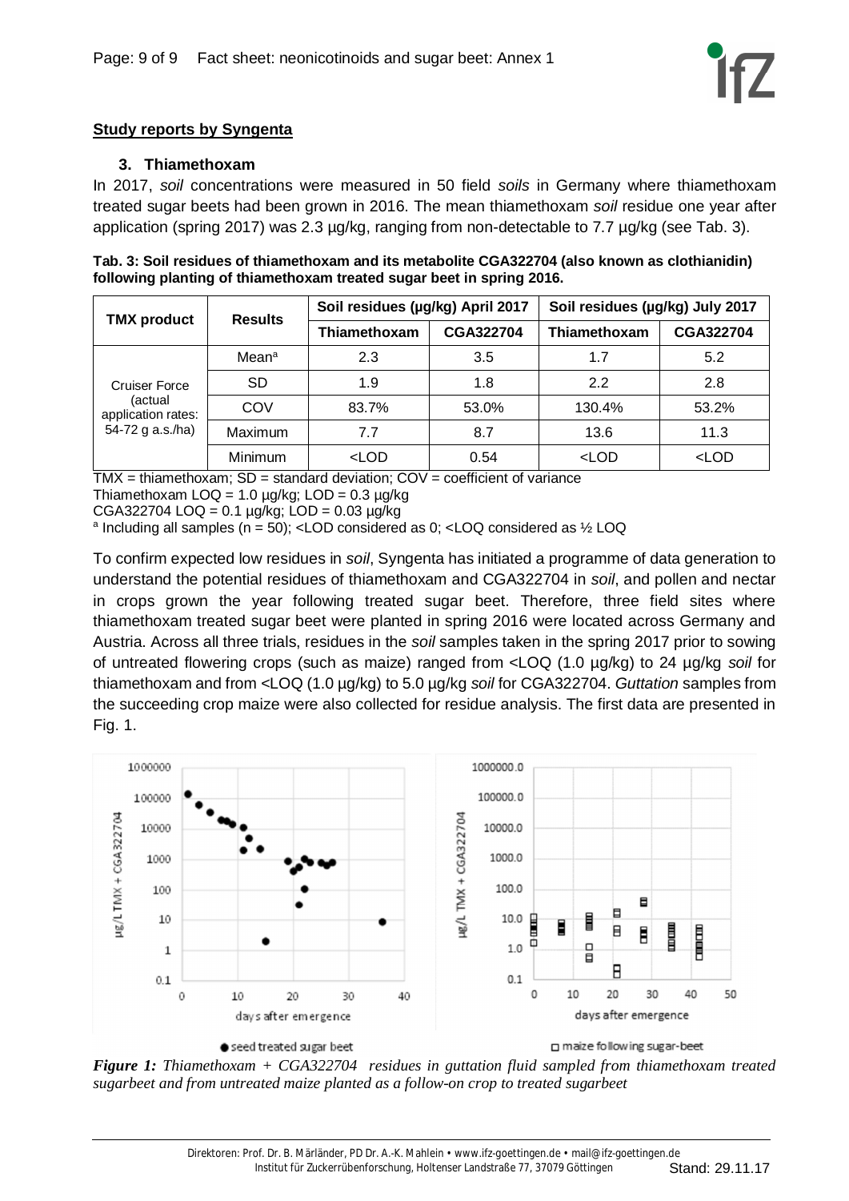**Study reports by Syngenta**

### 3. Thiamethoxam

In 2017, *soil* concentrations were measured in 50 field *soils* in Germany where thiamethoxam treated sugar beets had been grown in 2016. The mean thiamethoxam *soil* residue one year after application (spring 2017) was 2.3 µg/kg, ranging from non-detectable to 7.7 µg/kg (see Tab. 3).

**Tab. 3: Soil residues of thiamethoxam and its metabolite CGA322704 (also known as clothianidin) following planting of thiamethoxam treated sugar beet in spring 2016.**

| TMX product | Results | Soil residues (µg/kg) April 2017 | | Soil residues (µg/kg) July 2017 | |
|---|---|---|---|---|---|
| | | Thiamethoxam | CGA322704 | Thiamethoxam | CGA322704 |
| Cruiser Force (actual application rates: 54-72 g a.s./ha) | Mean[a] | 2.3 | 3.5 | 1.7 | 5.2 |
| | SD | 1.9 | 1.8 | 2.2 | 2.8 |
| | COV | 83.7% | 53.0% | 130.4% | 53.2% |
| | Maximum | 7.7 | 8.7 | 13.6 | 11.3 |
| | Minimum | <LOD | 0.54 | <LOD | <LOD |

TMX = thiamethoxam; SD = standard deviation; COV = coefficient of variance
Thiamethoxam LOQ = 1.0 µg/kg; LOD = 0.3 µg/kg
CGA322704 LOQ = 0.1 µg/kg; LOD = 0.03 µg/kg
[a] Including all samples (n = 50); <LOD considered as 0; <LOQ considered as ½ LOQ

To confirm expected low residues in *soil*, Syngenta has initiated a programme of data generation to understand the potential residues of thiamethoxam and CGA322704 in *soil*, and pollen and nectar in crops grown the year following treated sugar beet. Therefore, three field sites where thiamethoxam treated sugar beet were planted in spring 2016 were located across Germany and Austria. Across all three trials, residues in the *soil* samples taken in the spring 2017 prior to sowing of untreated flowering crops (such as maize) ranged from <LOQ (1.0 µg/kg) to 24 µg/kg *soil* for thiamethoxam and from <LOQ (1.0 µg/kg) to 5.0 µg/kg *soil* for CGA322704. *Guttation* samples from the succeeding crop maize were also collected for residue analysis. The first data are presented in Fig. 1.

µg/L TMX + CGA322704
1000000
100000
10000
1000
100
10
1
0.1
0 10 20 30 40
days after emergence
● seed treated sugar beet

µg/L TMX + CGA322704
1000000.0
100000.0
10000.0
1000.0
100.0
10.0
1.0
0.1
0 10 20 30 40 50
days after emergence
□ maize following sugar-beet

***Figure 1:*** *Thiamethoxam + CGA322704 residues in guttation fluid sampled from thiamethoxam treated sugarbeet and from untreated maize planted as a follow-on crop to treated sugarbeet*